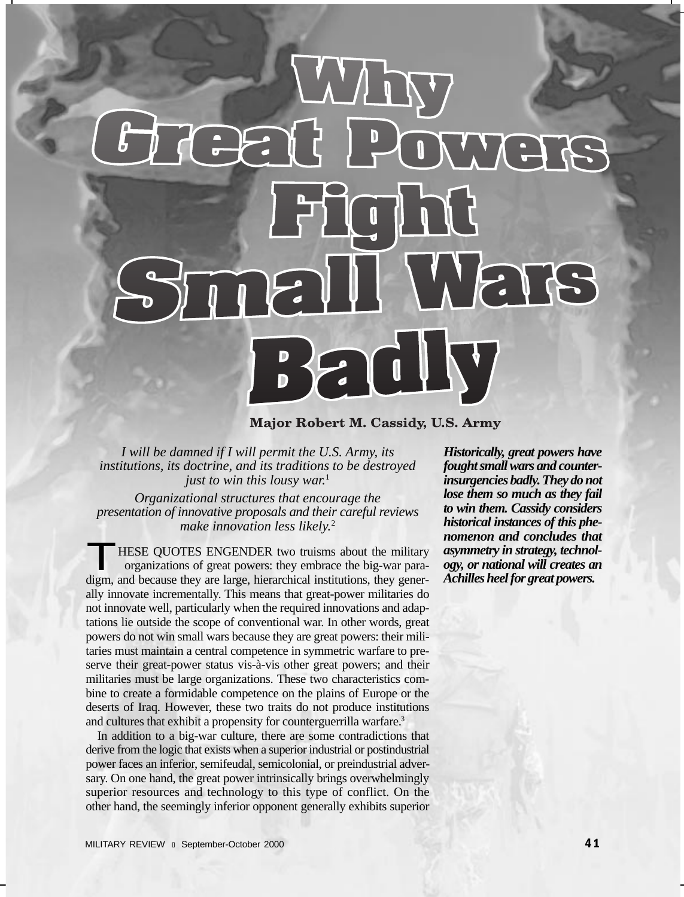# Why Great Powers Fight Small Wars Badly

**Major Robert M. Cassidy, U.S. Army**

*I will be damned if I will permit the U.S. Army, its institutions, its doctrine, and its traditions to be destroyed just to win this lousy war.*[1]

*Organizational structures that encourage the presentation of innovative proposals and their careful reviews make innovation less likely.*[2]

***Historically, great powers have fought small wars and counterinsurgencies badly. They do not lose them so much as they fail to win them. Cassidy considers historical instances of this phenomenon and concludes that asymmetry in strategy, technology, or national will creates an Achilles heel for great powers.***

THESE QUOTES ENGENDER two truisms about the military organizations of great powers: they embrace the big-war paradigm, and because they are large, hierarchical institutions, they generally innovate incrementally. This means that great-power militaries do not innovate well, particularly when the required innovations and adaptations lie outside the scope of conventional war. In other words, great powers do not win small wars because they are great powers: their militaries must maintain a central competence in symmetric warfare to preserve their great-power status vis-à-vis other great powers; and their militaries must be large organizations. These two characteristics combine to create a formidable competence on the plains of Europe or the deserts of Iraq. However, these two traits do not produce institutions and cultures that exhibit a propensity for counterguerrilla warfare.[3]

In addition to a big-war culture, there are some contradictions that derive from the logic that exists when a superior industrial or postindustrial power faces an inferior, semifeudal, semicolonial, or preindustrial adversary. On one hand, the great power intrinsically brings overwhelmingly superior resources and technology to this type of conflict. On the other hand, the seemingly inferior opponent generally exhibits superior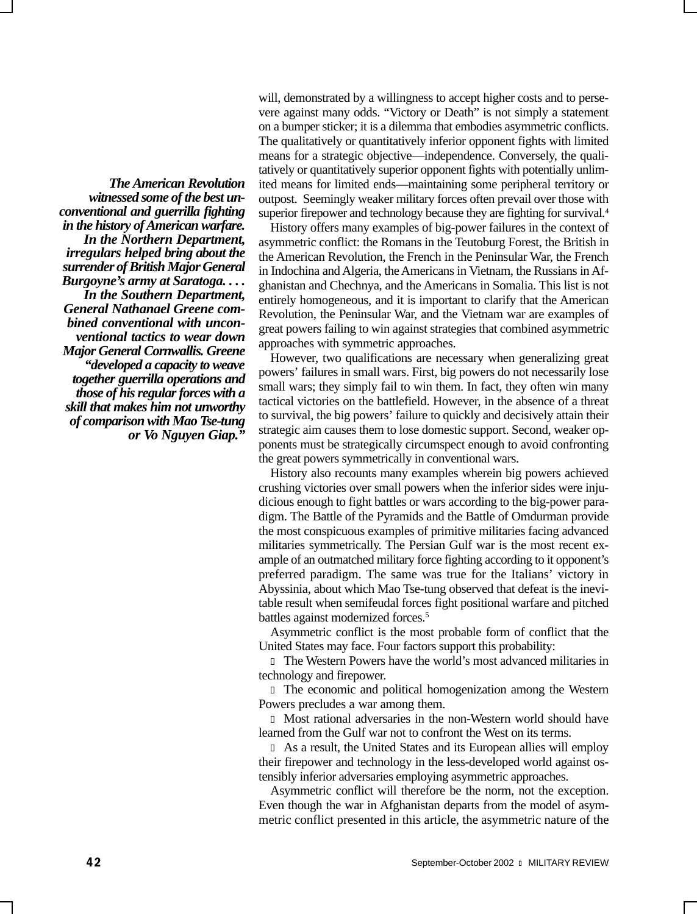will, demonstrated by a willingness to accept higher costs and to persevere against many odds. "Victory or Death" is not simply a statement on a bumper sticker; it is a dilemma that embodies asymmetric conflicts. The qualitatively or quantitatively inferior opponent fights with limited means for a strategic objective—independence. Conversely, the qualitatively or quantitatively superior opponent fights with potentially unlimited means for limited ends—maintaining some peripheral territory or outpost. Seemingly weaker military forces often prevail over those with superior firepower and technology because they are fighting for survival.[4]

History offers many examples of big-power failures in the context of asymmetric conflict: the Romans in the Teutoburg Forest, the British in the American Revolution, the French in the Peninsular War, the French in Indochina and Algeria, the Americans in Vietnam, the Russians in Afghanistan and Chechnya, and the Americans in Somalia. This list is not entirely homogeneous, and it is important to clarify that the American Revolution, the Peninsular War, and the Vietnam war are examples of great powers failing to win against strategies that combined asymmetric approaches with symmetric approaches.

***The American Revolution witnessed some of the best unconventional and guerrilla fighting in the history of American warfare. In the Northern Department, irregulars helped bring about the surrender of British Major General Burgoyne's army at Saratoga. . . . In the Southern Department, General Nathanael Greene combined conventional with unconventional tactics to wear down Major General Cornwallis. Greene "developed a capacity to weave together guerrilla operations and those of his regular forces with a skill that makes him not unworthy of comparison with Mao Tse-tung or Vo Nguyen Giap."***

However, two qualifications are necessary when generalizing great powers' failures in small wars. First, big powers do not necessarily lose small wars; they simply fail to win them. In fact, they often win many tactical victories on the battlefield. However, in the absence of a threat to survival, the big powers' failure to quickly and decisively attain their strategic aim causes them to lose domestic support. Second, weaker opponents must be strategically circumspect enough to avoid confronting the great powers symmetrically in conventional wars.

History also recounts many examples wherein big powers achieved crushing victories over small powers when the inferior sides were injudicious enough to fight battles or wars according to the big-power paradigm. The Battle of the Pyramids and the Battle of Omdurman provide the most conspicuous examples of primitive militaries facing advanced militaries symmetrically. The Persian Gulf war is the most recent example of an outmatched military force fighting according to it opponent's preferred paradigm. The same was true for the Italians' victory in Abyssinia, about which Mao Tse-tung observed that defeat is the inevitable result when semifeudal forces fight positional warfare and pitched battles against modernized forces.[5]

Asymmetric conflict is the most probable form of conflict that the United States may face. Four factors support this probability:

- The Western Powers have the world's most advanced militaries in technology and firepower.
- The economic and political homogenization among the Western Powers precludes a war among them.
- Most rational adversaries in the non-Western world should have learned from the Gulf war not to confront the West on its terms.
- As a result, the United States and its European allies will employ their firepower and technology in the less-developed world against ostensibly inferior adversaries employing asymmetric approaches.

Asymmetric conflict will therefore be the norm, not the exception. Even though the war in Afghanistan departs from the model of asymmetric conflict presented in this article, the asymmetric nature of the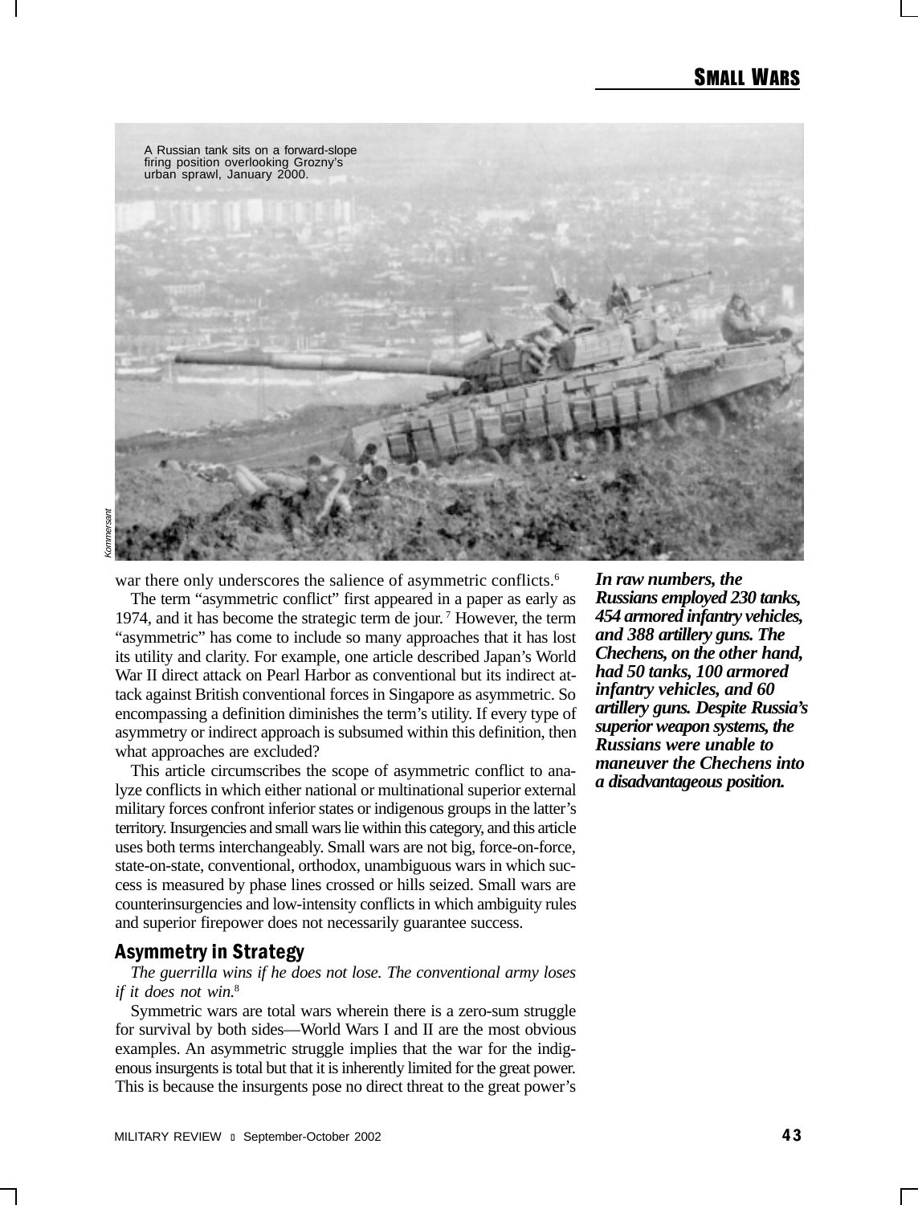A Russian tank sits on a forward-slope firing position overlooking Grozny's urban sprawl, January 2000.

Kommersant

war there only underscores the salience of asymmetric conflicts.[6]

The term "asymmetric conflict" first appeared in a paper as early as 1974, and it has become the strategic term de jour.[7] However, the term "asymmetric" has come to include so many approaches that it has lost its utility and clarity. For example, one article described Japan's World War II direct attack on Pearl Harbor as conventional but its indirect attack against British conventional forces in Singapore as asymmetric. So encompassing a definition diminishes the term's utility. If every type of asymmetry or indirect approach is subsumed within this definition, then what approaches are excluded?

This article circumscribes the scope of asymmetric conflict to analyze conflicts in which either national or multinational superior external military forces confront inferior states or indigenous groups in the latter's territory. Insurgencies and small wars lie within this category, and this article uses both terms interchangeably. Small wars are not big, force-on-force, state-on-state, conventional, orthodox, unambiguous wars in which success is measured by phase lines crossed or hills seized. Small wars are counterinsurgencies and low-intensity conflicts in which ambiguity rules and superior firepower does not necessarily guarantee success.

***In raw numbers, the Russians employed 230 tanks, 454 armored infantry vehicles, and 388 artillery guns. The Chechens, on the other hand, had 50 tanks, 100 armored infantry vehicles, and 60 artillery guns. Despite Russia's superior weapon systems, the Russians were unable to maneuver the Chechens into a disadvantageous position.***

## Asymmetry in Strategy

*The guerrilla wins if he does not lose. The conventional army loses if it does not win.*[8]

Symmetric wars are total wars wherein there is a zero-sum struggle for survival by both sides—World Wars I and II are the most obvious examples. An asymmetric struggle implies that the war for the indigenous insurgents is total but that it is inherently limited for the great power. This is because the insurgents pose no direct threat to the great power's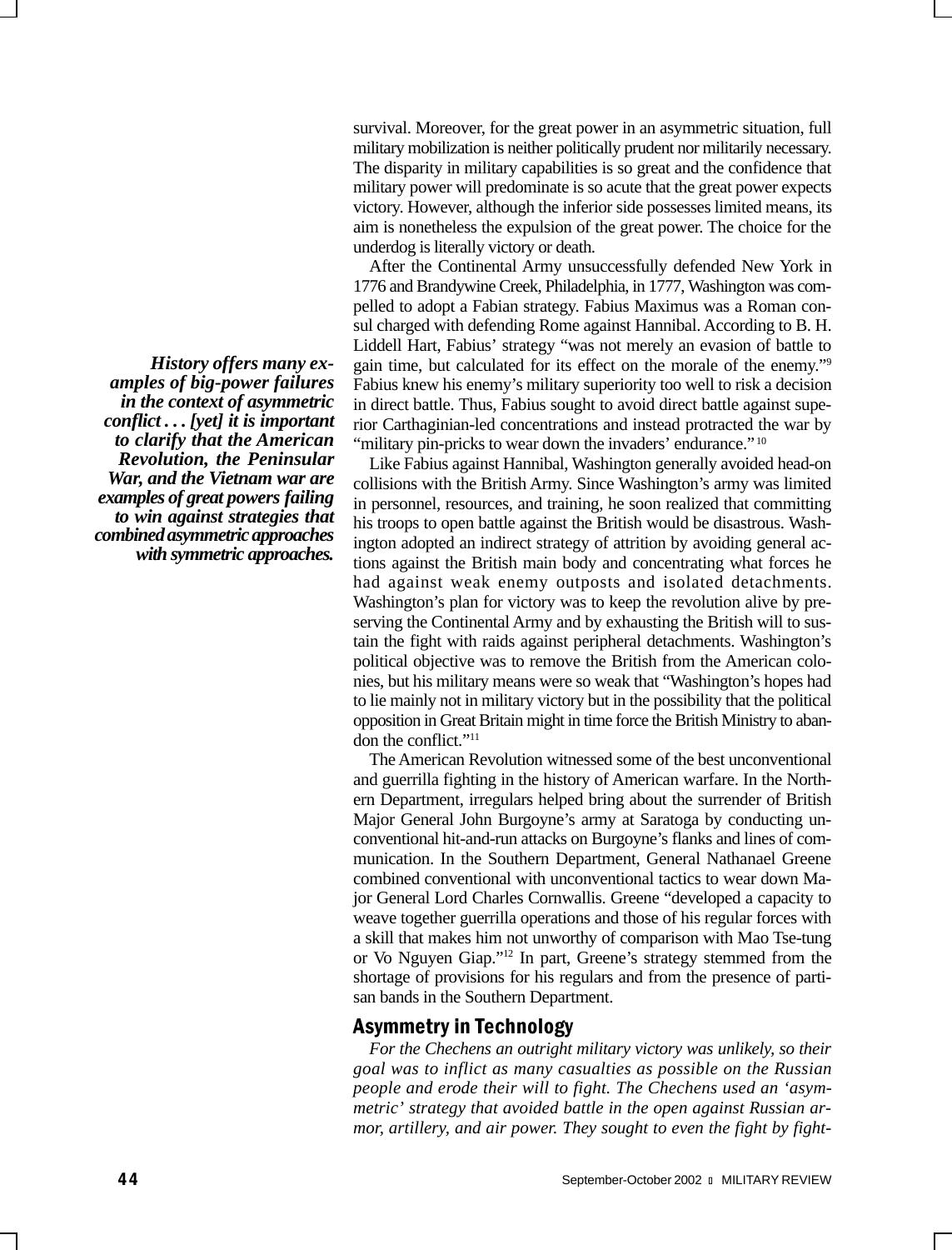survival. Moreover, for the great power in an asymmetric situation, full military mobilization is neither politically prudent nor militarily necessary. The disparity in military capabilities is so great and the confidence that military power will predominate is so acute that the great power expects victory. However, although the inferior side possesses limited means, its aim is nonetheless the expulsion of the great power. The choice for the underdog is literally victory or death.

After the Continental Army unsuccessfully defended New York in 1776 and Brandywine Creek, Philadelphia, in 1777, Washington was compelled to adopt a Fabian strategy. Fabius Maximus was a Roman consul charged with defending Rome against Hannibal. According to B. H. Liddell Hart, Fabius' strategy "was not merely an evasion of battle to gain time, but calculated for its effect on the morale of the enemy."[9] Fabius knew his enemy's military superiority too well to risk a decision in direct battle. Thus, Fabius sought to avoid direct battle against superior Carthaginian-led concentrations and instead protracted the war by "military pin-pricks to wear down the invaders' endurance."[10]

***History offers many examples of big-power failures in the context of asymmetric conflict . . . [yet] it is important to clarify that the American Revolution, the Peninsular War, and the Vietnam war are examples of great powers failing to win against strategies that combined asymmetric approaches with symmetric approaches.***

Like Fabius against Hannibal, Washington generally avoided head-on collisions with the British Army. Since Washington's army was limited in personnel, resources, and training, he soon realized that committing his troops to open battle against the British would be disastrous. Washington adopted an indirect strategy of attrition by avoiding general actions against the British main body and concentrating what forces he had against weak enemy outposts and isolated detachments. Washington's plan for victory was to keep the revolution alive by preserving the Continental Army and by exhausting the British will to sustain the fight with raids against peripheral detachments. Washington's political objective was to remove the British from the American colonies, but his military means were so weak that "Washington's hopes had to lie mainly not in military victory but in the possibility that the political opposition in Great Britain might in time force the British Ministry to abandon the conflict."[11]

The American Revolution witnessed some of the best unconventional and guerrilla fighting in the history of American warfare. In the Northern Department, irregulars helped bring about the surrender of British Major General John Burgoyne's army at Saratoga by conducting unconventional hit-and-run attacks on Burgoyne's flanks and lines of communication. In the Southern Department, General Nathanael Greene combined conventional with unconventional tactics to wear down Major General Lord Charles Cornwallis. Greene "developed a capacity to weave together guerrilla operations and those of his regular forces with a skill that makes him not unworthy of comparison with Mao Tse-tung or Vo Nguyen Giap."[12] In part, Greene's strategy stemmed from the shortage of provisions for his regulars and from the presence of partisan bands in the Southern Department.

## Asymmetry in Technology

*For the Chechens an outright military victory was unlikely, so their goal was to inflict as many casualties as possible on the Russian people and erode their will to fight. The Chechens used an 'asymmetric' strategy that avoided battle in the open against Russian armor, artillery, and air power. They sought to even the fight by fight-*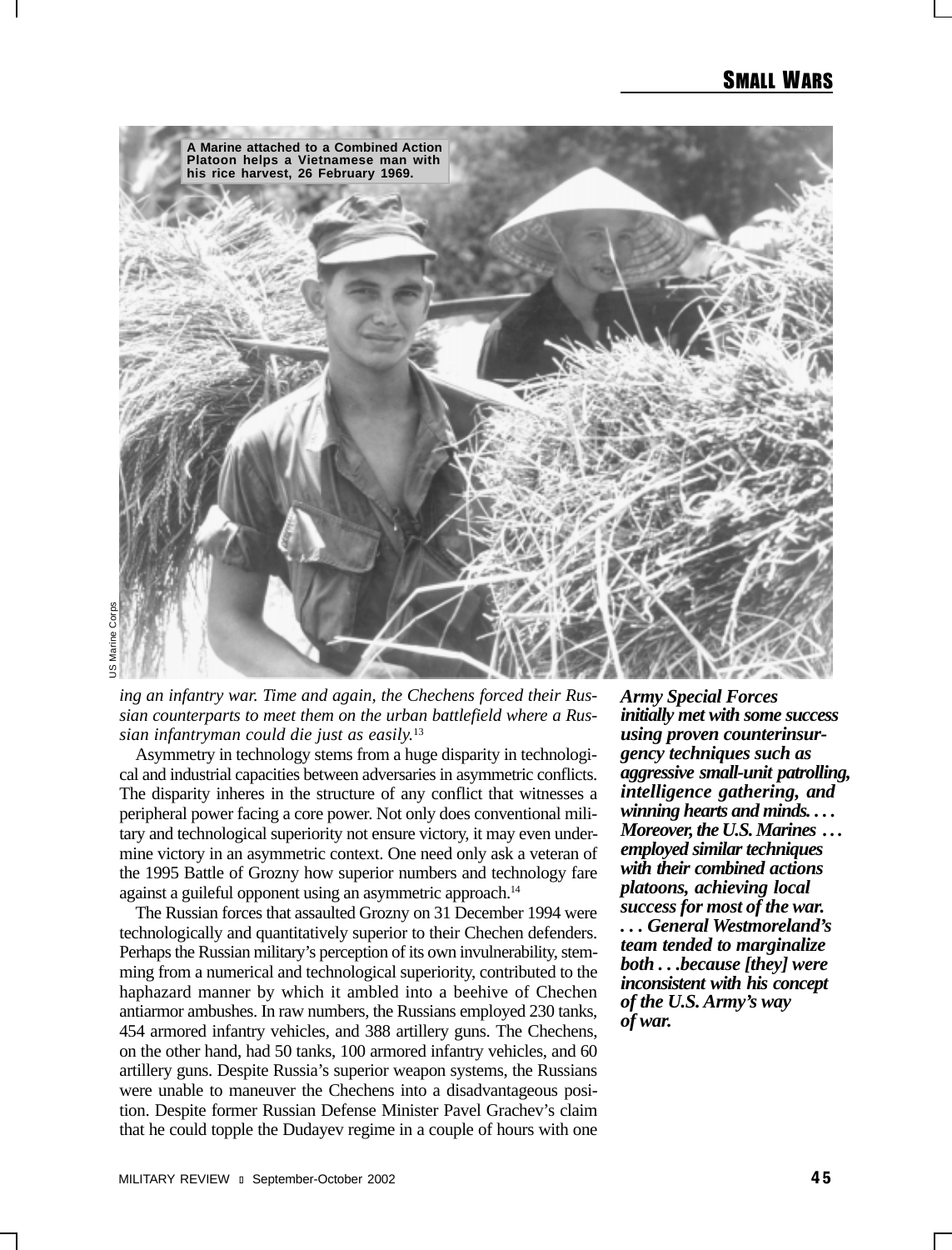A Marine attached to a Combined Action Platoon helps a Vietnamese man with his rice harvest, 26 February 1969.

US Marine Corps

*ing an infantry war. Time and again, the Chechens forced their Russian counterparts to meet them on the urban battlefield where a Russian infantryman could die just as easily.*[13]

Asymmetry in technology stems from a huge disparity in technological and industrial capacities between adversaries in asymmetric conflicts. The disparity inheres in the structure of any conflict that witnesses a peripheral power facing a core power. Not only does conventional military and technological superiority not ensure victory, it may even undermine victory in an asymmetric context. One need only ask a veteran of the 1995 Battle of Grozny how superior numbers and technology fare against a guileful opponent using an asymmetric approach.[14]

The Russian forces that assaulted Grozny on 31 December 1994 were technologically and quantitatively superior to their Chechen defenders. Perhaps the Russian military's perception of its own invulnerability, stemming from a numerical and technological superiority, contributed to the haphazard manner by which it ambled into a beehive of Chechen antiarmor ambushes. In raw numbers, the Russians employed 230 tanks, 454 armored infantry vehicles, and 388 artillery guns. The Chechens, on the other hand, had 50 tanks, 100 armored infantry vehicles, and 60 artillery guns. Despite Russia's superior weapon systems, the Russians were unable to maneuver the Chechens into a disadvantageous position. Despite former Russian Defense Minister Pavel Grachev's claim that he could topple the Dudayev regime in a couple of hours with one

***Army Special Forces initially met with some success using proven counterinsurgency techniques such as aggressive small-unit patrolling, intelligence gathering, and winning hearts and minds. . . . Moreover, the U.S. Marines . . . employed similar techniques with their combined actions platoons, achieving local success for most of the war. . . . General Westmoreland's team tended to marginalize both . . .because [they] were inconsistent with his concept of the U.S. Army's way of war.***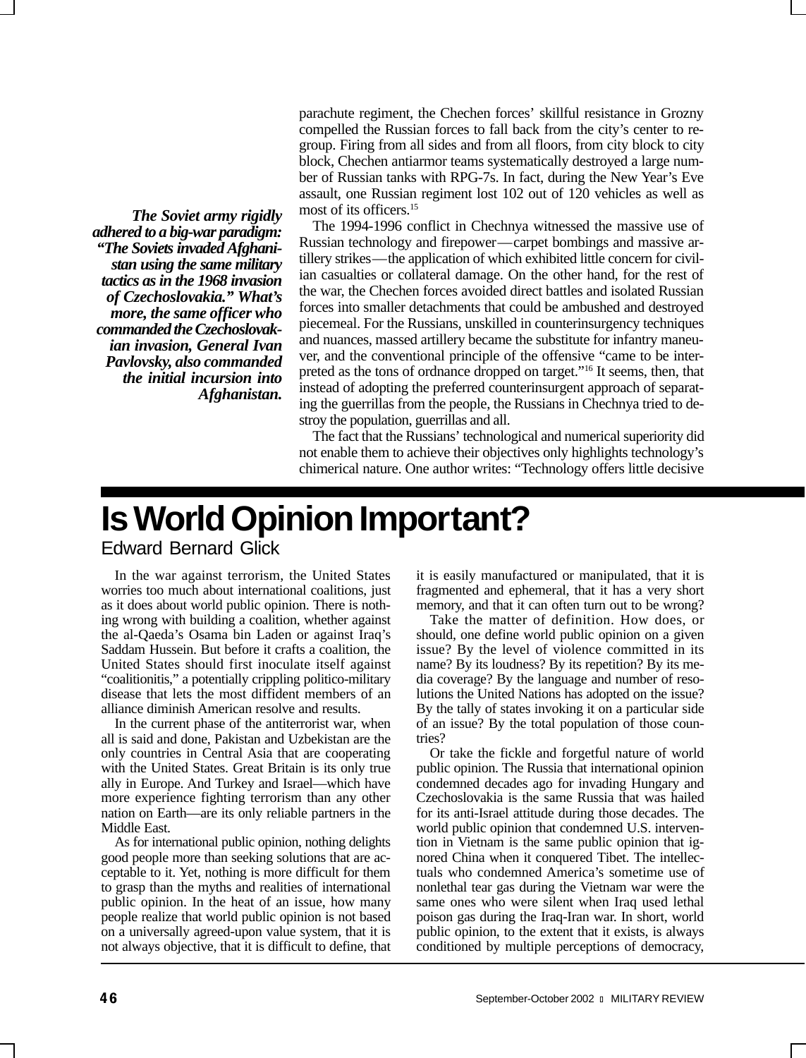parachute regiment, the Chechen forces' skillful resistance in Grozny compelled the Russian forces to fall back from the city's center to regroup. Firing from all sides and from all floors, from city block to city block, Chechen antiarmor teams systematically destroyed a large number of Russian tanks with RPG-7s. In fact, during the New Year's Eve assault, one Russian regiment lost 102 out of 120 vehicles as well as most of its officers.[15]

***The Soviet army rigidly adhered to a big-war paradigm: "The Soviets invaded Afghanistan using the same military tactics as in the 1968 invasion of Czechoslovakia." What's more, the same officer who commanded the Czechoslovakian invasion, General Ivan Pavlovsky, also commanded the initial incursion into Afghanistan.***

The 1994-1996 conflict in Chechnya witnessed the massive use of Russian technology and firepower—carpet bombings and massive artillery strikes—the application of which exhibited little concern for civilian casualties or collateral damage. On the other hand, for the rest of the war, the Chechen forces avoided direct battles and isolated Russian forces into smaller detachments that could be ambushed and destroyed piecemeal. For the Russians, unskilled in counterinsurgency techniques and nuances, massed artillery became the substitute for infantry maneuver, and the conventional principle of the offensive "came to be interpreted as the tons of ordnance dropped on target."[16] It seems, then, that instead of adopting the preferred counterinsurgent approach of separating the guerrillas from the people, the Russians in Chechnya tried to destroy the population, guerrillas and all.

The fact that the Russians' technological and numerical superiority did not enable them to achieve their objectives only highlights technology's chimerical nature. One author writes: "Technology offers little decisive

# Is World Opinion Important?

Edward Bernard Glick

In the war against terrorism, the United States worries too much about international coalitions, just as it does about world public opinion. There is nothing wrong with building a coalition, whether against the al-Qaeda's Osama bin Laden or against Iraq's Saddam Hussein. But before it crafts a coalition, the United States should first inoculate itself against "coalitionitis," a potentially crippling politico-military disease that lets the most diffident members of an alliance diminish American resolve and results.

In the current phase of the antiterrorist war, when all is said and done, Pakistan and Uzbekistan are the only countries in Central Asia that are cooperating with the United States. Great Britain is its only true ally in Europe. And Turkey and Israel—which have more experience fighting terrorism than any other nation on Earth—are its only reliable partners in the Middle East.

As for international public opinion, nothing delights good people more than seeking solutions that are acceptable to it. Yet, nothing is more difficult for them to grasp than the myths and realities of international public opinion. In the heat of an issue, how many people realize that world public opinion is not based on a universally agreed-upon value system, that it is not always objective, that it is difficult to define, that it is easily manufactured or manipulated, that it is fragmented and ephemeral, that it has a very short memory, and that it can often turn out to be wrong?

Take the matter of definition. How does, or should, one define world public opinion on a given issue? By the level of violence committed in its name? By its loudness? By its repetition? By its media coverage? By the language and number of resolutions the United Nations has adopted on the issue? By the tally of states invoking it on a particular side of an issue? By the total population of those countries?

Or take the fickle and forgetful nature of world public opinion. The Russia that international opinion condemned decades ago for invading Hungary and Czechoslovakia is the same Russia that was hailed for its anti-Israel attitude during those decades. The world public opinion that condemned U.S. intervention in Vietnam is the same public opinion that ignored China when it conquered Tibet. The intellectuals who condemned America's sometime use of nonlethal tear gas during the Vietnam war were the same ones who were silent when Iraq used lethal poison gas during the Iraq-Iran war. In short, world public opinion, to the extent that it exists, is always conditioned by multiple perceptions of democracy,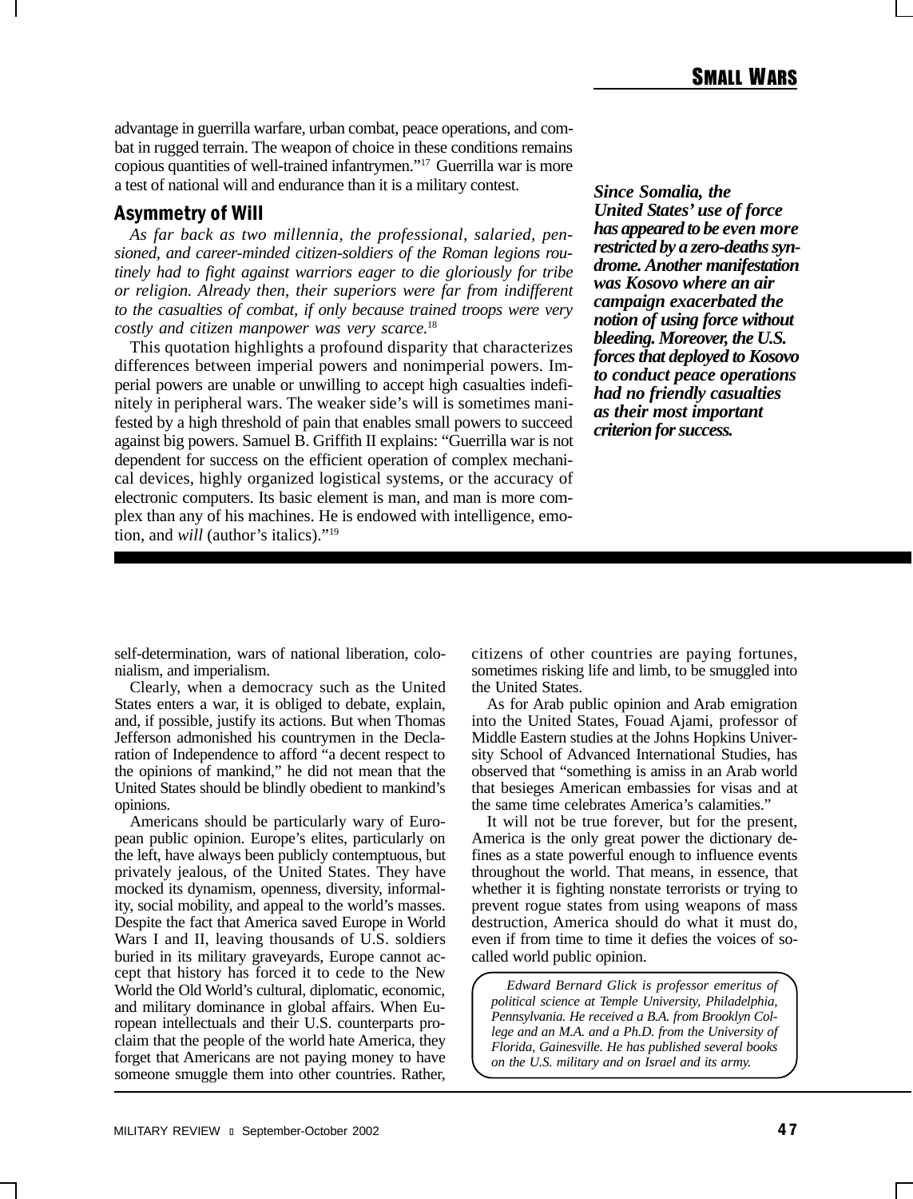advantage in guerrilla warfare, urban combat, peace operations, and combat in rugged terrain. The weapon of choice in these conditions remains copious quantities of well-trained infantrymen."[17] Guerrilla war is more a test of national will and endurance than it is a military contest.

## Asymmetry of Will

*As far back as two millennia, the professional, salaried, pensioned, and career-minded citizen-soldiers of the Roman legions routinely had to fight against warriors eager to die gloriously for tribe or religion. Already then, their superiors were far from indifferent to the casualties of combat, if only because trained troops were very costly and citizen manpower was very scarce.*[18]

This quotation highlights a profound disparity that characterizes differences between imperial powers and nonimperial powers. Imperial powers are unable or unwilling to accept high casualties indefinitely in peripheral wars. The weaker side's will is sometimes manifested by a high threshold of pain that enables small powers to succeed against big powers. Samuel B. Griffith II explains: "Guerrilla war is not dependent for success on the efficient operation of complex mechanical devices, highly organized logistical systems, or the accuracy of electronic computers. Its basic element is man, and man is more complex than any of his machines. He is endowed with intelligence, emotion, and *will* (author's italics)."[19]

***Since Somalia, the United States' use of force has appeared to be even more restricted by a zero-deaths syndrome. Another manifestation was Kosovo where an air campaign exacerbated the notion of using force without bleeding. Moreover, the U.S. forces that deployed to Kosovo to conduct peace operations had no friendly casualties as their most important criterion for success.***

self-determination, wars of national liberation, colonialism, and imperialism.

Clearly, when a democracy such as the United States enters a war, it is obliged to debate, explain, and, if possible, justify its actions. But when Thomas Jefferson admonished his countrymen in the Declaration of Independence to afford "a decent respect to the opinions of mankind," he did not mean that the United States should be blindly obedient to mankind's opinions.

Americans should be particularly wary of European public opinion. Europe's elites, particularly on the left, have always been publicly contemptuous, but privately jealous, of the United States. They have mocked its dynamism, openness, diversity, informality, social mobility, and appeal to the world's masses. Despite the fact that America saved Europe in World Wars I and II, leaving thousands of U.S. soldiers buried in its military graveyards, Europe cannot accept that history has forced it to cede to the New World the Old World's cultural, diplomatic, economic, and military dominance in global affairs. When European intellectuals and their U.S. counterparts proclaim that the people of the world hate America, they forget that Americans are not paying money to have someone smuggle them into other countries. Rather, citizens of other countries are paying fortunes, sometimes risking life and limb, to be smuggled into the United States.

As for Arab public opinion and Arab emigration into the United States, Fouad Ajami, professor of Middle Eastern studies at the Johns Hopkins University School of Advanced International Studies, has observed that "something is amiss in an Arab world that besieges American embassies for visas and at the same time celebrates America's calamities."

It will not be true forever, but for the present, America is the only great power the dictionary defines as a state powerful enough to influence events throughout the world. That means, in essence, that whether it is fighting nonstate terrorists or trying to prevent rogue states from using weapons of mass destruction, America should do what it must do, even if from time to time it defies the voices of so-called world public opinion.

*Edward Bernard Glick is professor emeritus of political science at Temple University, Philadelphia, Pennsylvania. He received a B.A. from Brooklyn College and an M.A. and a Ph.D. from the University of Florida, Gainesville. He has published several books on the U.S. military and on Israel and its army.*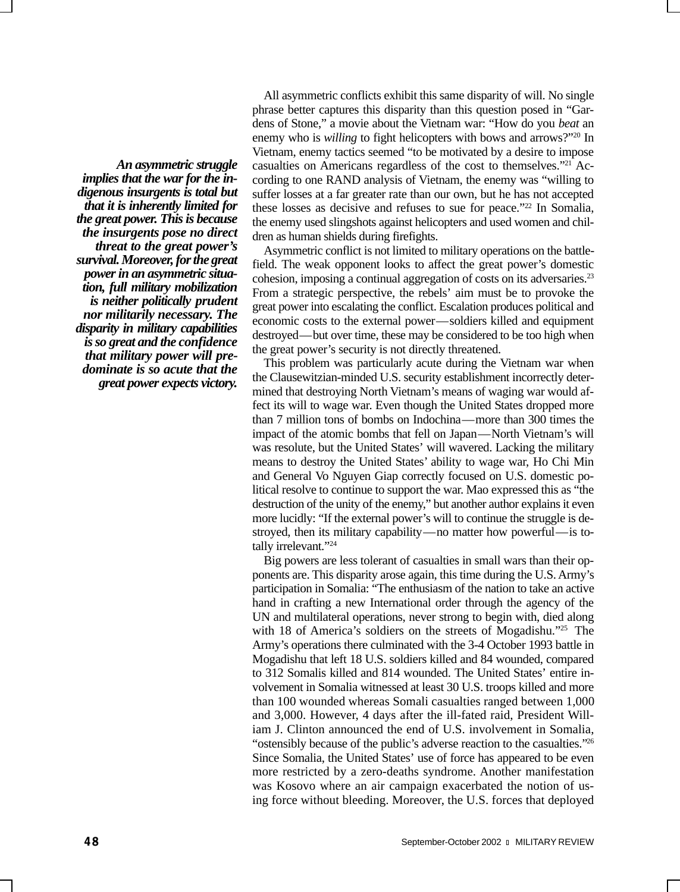All asymmetric conflicts exhibit this same disparity of will. No single phrase better captures this disparity than this question posed in "Gardens of Stone," a movie about the Vietnam war: "How do you *beat* an enemy who is *willing* to fight helicopters with bows and arrows?"[20] In Vietnam, enemy tactics seemed "to be motivated by a desire to impose casualties on Americans regardless of the cost to themselves."[21] According to one RAND analysis of Vietnam, the enemy was "willing to suffer losses at a far greater rate than our own, but he has not accepted these losses as decisive and refuses to sue for peace."[22] In Somalia, the enemy used slingshots against helicopters and used women and children as human shields during firefights.

***An asymmetric struggle implies that the war for the indigenous insurgents is total but that it is inherently limited for the great power. This is because the insurgents pose no direct threat to the great power's survival. Moreover, for the great power in an asymmetric situation, full military mobilization is neither politically prudent nor militarily necessary. The disparity in military capabilities is so great and the confidence that military power will predominate is so acute that the great power expects victory.***

Asymmetric conflict is not limited to military operations on the battlefield. The weak opponent looks to affect the great power's domestic cohesion, imposing a continual aggregation of costs on its adversaries.[23] From a strategic perspective, the rebels' aim must be to provoke the great power into escalating the conflict. Escalation produces political and economic costs to the external power—soldiers killed and equipment destroyed—but over time, these may be considered to be too high when the great power's security is not directly threatened.

This problem was particularly acute during the Vietnam war when the Clausewitzian-minded U.S. security establishment incorrectly determined that destroying North Vietnam's means of waging war would affect its will to wage war. Even though the United States dropped more than 7 million tons of bombs on Indochina—more than 300 times the impact of the atomic bombs that fell on Japan—North Vietnam's will was resolute, but the United States' will wavered. Lacking the military means to destroy the United States' ability to wage war, Ho Chi Min and General Vo Nguyen Giap correctly focused on U.S. domestic political resolve to continue to support the war. Mao expressed this as "the destruction of the unity of the enemy," but another author explains it even more lucidly: "If the external power's will to continue the struggle is destroyed, then its military capability—no matter how powerful—is totally irrelevant."[24]

Big powers are less tolerant of casualties in small wars than their opponents are. This disparity arose again, this time during the U.S. Army's participation in Somalia: "The enthusiasm of the nation to take an active hand in crafting a new International order through the agency of the UN and multilateral operations, never strong to begin with, died along with 18 of America's soldiers on the streets of Mogadishu."[25] The Army's operations there culminated with the 3-4 October 1993 battle in Mogadishu that left 18 U.S. soldiers killed and 84 wounded, compared to 312 Somalis killed and 814 wounded. The United States' entire involvement in Somalia witnessed at least 30 U.S. troops killed and more than 100 wounded whereas Somali casualties ranged between 1,000 and 3,000. However, 4 days after the ill-fated raid, President William J. Clinton announced the end of U.S. involvement in Somalia, "ostensibly because of the public's adverse reaction to the casualties."[26] Since Somalia, the United States' use of force has appeared to be even more restricted by a zero-deaths syndrome. Another manifestation was Kosovo where an air campaign exacerbated the notion of using force without bleeding. Moreover, the U.S. forces that deployed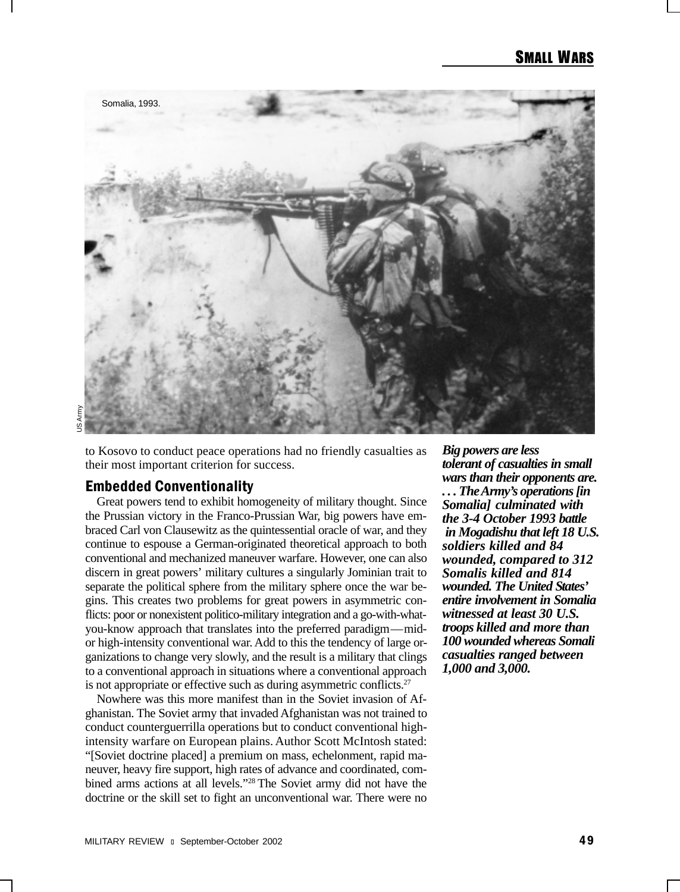Somalia, 1993.

US Army

to Kosovo to conduct peace operations had no friendly casualties as their most important criterion for success.

## Embedded Conventionality

Great powers tend to exhibit homogeneity of military thought. Since the Prussian victory in the Franco-Prussian War, big powers have embraced Carl von Clausewitz as the quintessential oracle of war, and they continue to espouse a German-originated theoretical approach to both conventional and mechanized maneuver warfare. However, one can also discern in great powers' military cultures a singularly Jominian trait to separate the political sphere from the military sphere once the war begins. This creates two problems for great powers in asymmetric conflicts: poor or nonexistent politico-military integration and a go-with-what-you-know approach that translates into the preferred paradigm—mid- or high-intensity conventional war. Add to this the tendency of large organizations to change very slowly, and the result is a military that clings to a conventional approach in situations where a conventional approach is not appropriate or effective such as during asymmetric conflicts.[27]

Nowhere was this more manifest than in the Soviet invasion of Afghanistan. The Soviet army that invaded Afghanistan was not trained to conduct counterguerrilla operations but to conduct conventional high-intensity warfare on European plains. Author Scott McIntosh stated: "[Soviet doctrine placed] a premium on mass, echelonment, rapid maneuver, heavy fire support, high rates of advance and coordinated, combined arms actions at all levels."[28] The Soviet army did not have the doctrine or the skill set to fight an unconventional war. There were no

***Big powers are less tolerant of casualties in small wars than their opponents are. . . . The Army's operations [in Somalia] culminated with the 3-4 October 1993 battle in Mogadishu that left 18 U.S. soldiers killed and 84 wounded, compared to 312 Somalis killed and 814 wounded. The United States' entire involvement in Somalia witnessed at least 30 U.S. troops killed and more than 100 wounded whereas Somali casualties ranged between 1,000 and 3,000.***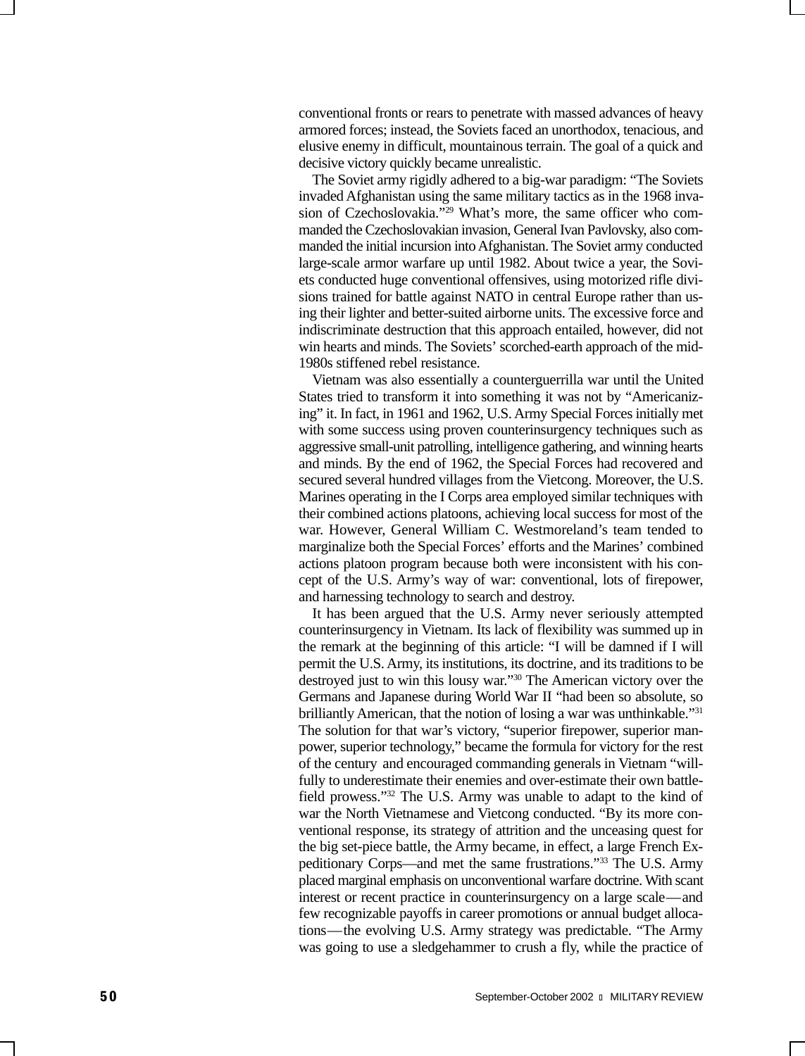conventional fronts or rears to penetrate with massed advances of heavy armored forces; instead, the Soviets faced an unorthodox, tenacious, and elusive enemy in difficult, mountainous terrain. The goal of a quick and decisive victory quickly became unrealistic.

The Soviet army rigidly adhered to a big-war paradigm: "The Soviets invaded Afghanistan using the same military tactics as in the 1968 invasion of Czechoslovakia."[29] What's more, the same officer who commanded the Czechoslovakian invasion, General Ivan Pavlovsky, also commanded the initial incursion into Afghanistan. The Soviet army conducted large-scale armor warfare up until 1982. About twice a year, the Soviets conducted huge conventional offensives, using motorized rifle divisions trained for battle against NATO in central Europe rather than using their lighter and better-suited airborne units. The excessive force and indiscriminate destruction that this approach entailed, however, did not win hearts and minds. The Soviets' scorched-earth approach of the mid-1980s stiffened rebel resistance.

Vietnam was also essentially a counterguerrilla war until the United States tried to transform it into something it was not by "Americanizing" it. In fact, in 1961 and 1962, U.S. Army Special Forces initially met with some success using proven counterinsurgency techniques such as aggressive small-unit patrolling, intelligence gathering, and winning hearts and minds. By the end of 1962, the Special Forces had recovered and secured several hundred villages from the Vietcong. Moreover, the U.S. Marines operating in the I Corps area employed similar techniques with their combined actions platoons, achieving local success for most of the war. However, General William C. Westmoreland's team tended to marginalize both the Special Forces' efforts and the Marines' combined actions platoon program because both were inconsistent with his concept of the U.S. Army's way of war: conventional, lots of firepower, and harnessing technology to search and destroy.

It has been argued that the U.S. Army never seriously attempted counterinsurgency in Vietnam. Its lack of flexibility was summed up in the remark at the beginning of this article: "I will be damned if I will permit the U.S. Army, its institutions, its doctrine, and its traditions to be destroyed just to win this lousy war."[30] The American victory over the Germans and Japanese during World War II "had been so absolute, so brilliantly American, that the notion of losing a war was unthinkable."[31] The solution for that war's victory, "superior firepower, superior manpower, superior technology," became the formula for victory for the rest of the century and encouraged commanding generals in Vietnam "willfully to underestimate their enemies and over-estimate their own battlefield prowess."[32] The U.S. Army was unable to adapt to the kind of war the North Vietnamese and Vietcong conducted. "By its more conventional response, its strategy of attrition and the unceasing quest for the big set-piece battle, the Army became, in effect, a large French Expeditionary Corps—and met the same frustrations."[33] The U.S. Army placed marginal emphasis on unconventional warfare doctrine. With scant interest or recent practice in counterinsurgency on a large scale—and few recognizable payoffs in career promotions or annual budget allocations—the evolving U.S. Army strategy was predictable. "The Army was going to use a sledgehammer to crush a fly, while the practice of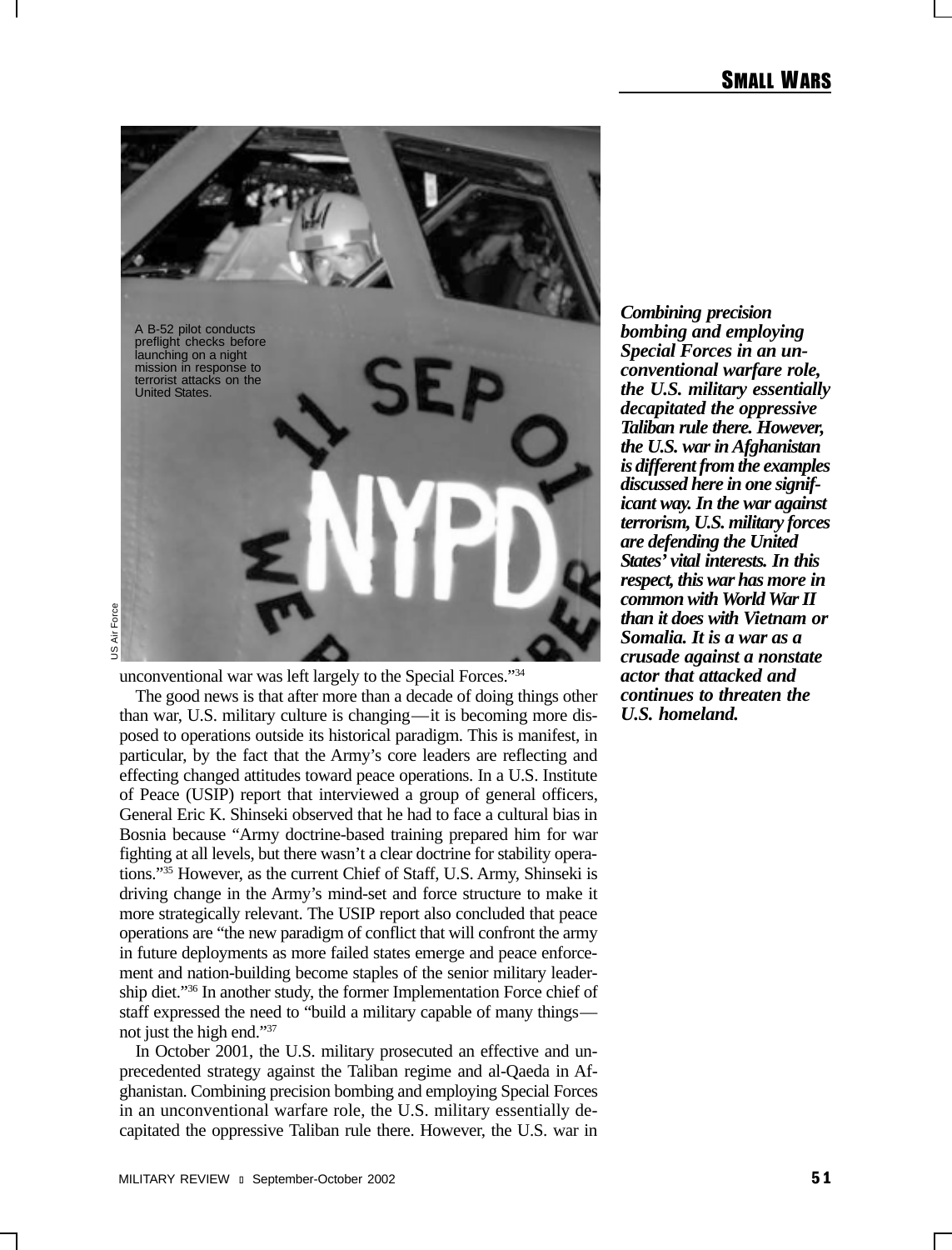A B-52 pilot conducts preflight checks before launching on a night mission in response to terrorist attacks on the United States.

US Air Force

unconventional war was left largely to the Special Forces."[34]

The good news is that after more than a decade of doing things other than war, U.S. military culture is changing—it is becoming more disposed to operations outside its historical paradigm. This is manifest, in particular, by the fact that the Army's core leaders are reflecting and effecting changed attitudes toward peace operations. In a U.S. Institute of Peace (USIP) report that interviewed a group of general officers, General Eric K. Shinseki observed that he had to face a cultural bias in Bosnia because "Army doctrine-based training prepared him for war fighting at all levels, but there wasn't a clear doctrine for stability operations."[35] However, as the current Chief of Staff, U.S. Army, Shinseki is driving change in the Army's mind-set and force structure to make it more strategically relevant. The USIP report also concluded that peace operations are "the new paradigm of conflict that will confront the army in future deployments as more failed states emerge and peace enforcement and nation-building become staples of the senior military leadership diet."[36] In another study, the former Implementation Force chief of staff expressed the need to "build a military capable of many things—not just the high end."[37]

In October 2001, the U.S. military prosecuted an effective and unprecedented strategy against the Taliban regime and al-Qaeda in Afghanistan. Combining precision bombing and employing Special Forces in an unconventional warfare role, the U.S. military essentially decapitated the oppressive Taliban rule there. However, the U.S. war in

***Combining precision bombing and employing Special Forces in an unconventional warfare role, the U.S. military essentially decapitated the oppressive Taliban rule there. However, the U.S. war in Afghanistan is different from the examples discussed here in one significant way. In the war against terrorism, U.S. military forces are defending the United States' vital interests. In this respect, this war has more in common with World War II than it does with Vietnam or Somalia. It is a war as a crusade against a nonstate actor that attacked and continues to threaten the U.S. homeland.***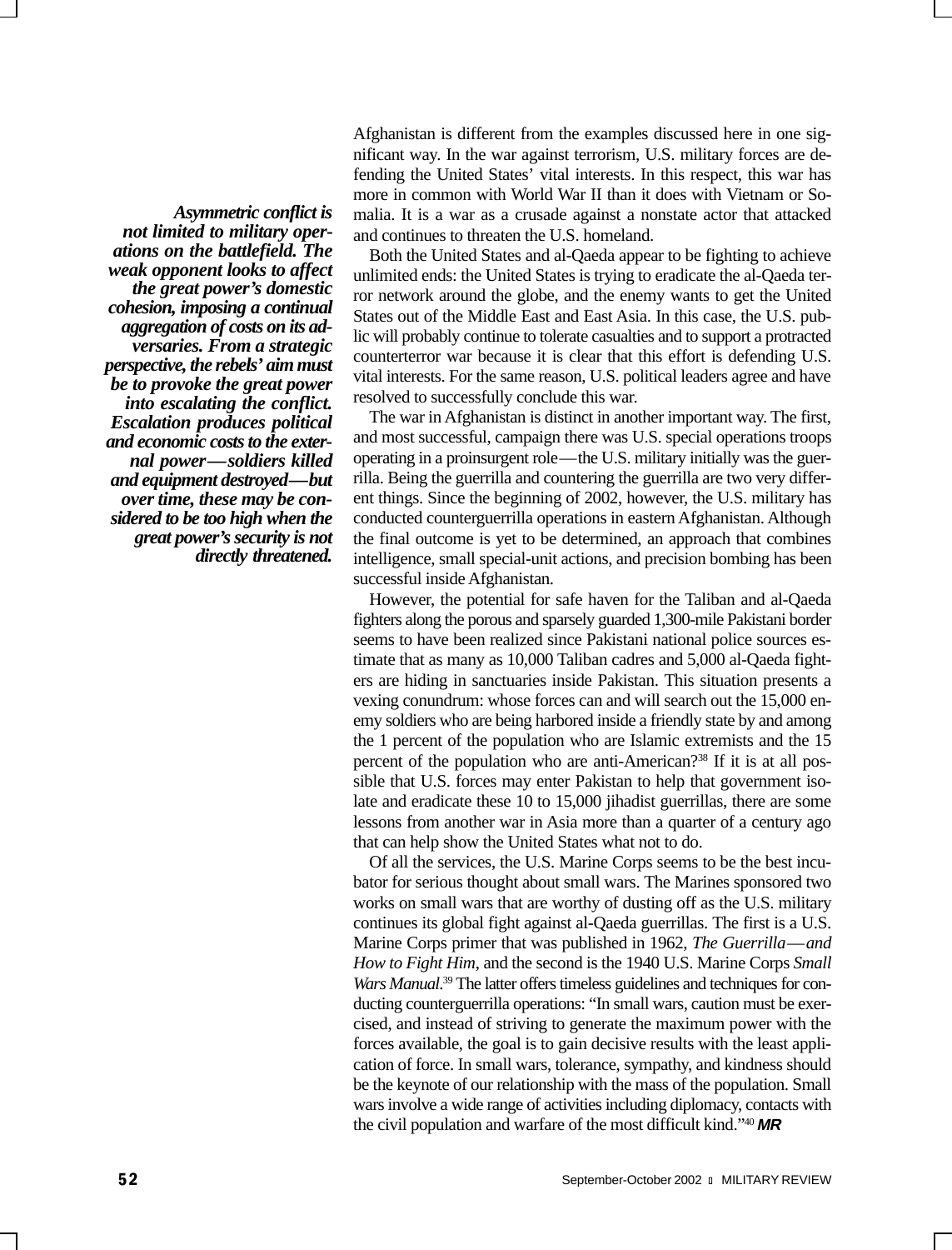Afghanistan is different from the examples discussed here in one significant way. In the war against terrorism, U.S. military forces are defending the United States' vital interests. In this respect, this war has more in common with World War II than it does with Vietnam or Somalia. It is a war as a crusade against a nonstate actor that attacked and continues to threaten the U.S. homeland.

Both the United States and al-Qaeda appear to be fighting to achieve unlimited ends: the United States is trying to eradicate the al-Qaeda terror network around the globe, and the enemy wants to get the United States out of the Middle East and East Asia. In this case, the U.S. public will probably continue to tolerate casualties and to support a protracted counterterror war because it is clear that this effort is defending U.S. vital interests. For the same reason, U.S. political leaders agree and have resolved to successfully conclude this war.

***Asymmetric conflict is not limited to military operations on the battlefield. The weak opponent looks to affect the great power's domestic cohesion, imposing a continual aggregation of costs on its adversaries. From a strategic perspective, the rebels' aim must be to provoke the great power into escalating the conflict. Escalation produces political and economic costs to the external power—soldiers killed and equipment destroyed—but over time, these may be considered to be too high when the great power's security is not directly threatened.***

The war in Afghanistan is distinct in another important way. The first, and most successful, campaign there was U.S. special operations troops operating in a proinsurgent role—the U.S. military initially was the guerrilla. Being the guerrilla and countering the guerrilla are two very different things. Since the beginning of 2002, however, the U.S. military has conducted counterguerrilla operations in eastern Afghanistan. Although the final outcome is yet to be determined, an approach that combines intelligence, small special-unit actions, and precision bombing has been successful inside Afghanistan.

However, the potential for safe haven for the Taliban and al-Qaeda fighters along the porous and sparsely guarded 1,300-mile Pakistani border seems to have been realized since Pakistani national police sources estimate that as many as 10,000 Taliban cadres and 5,000 al-Qaeda fighters are hiding in sanctuaries inside Pakistan. This situation presents a vexing conundrum: whose forces can and will search out the 15,000 enemy soldiers who are being harbored inside a friendly state by and among the 1 percent of the population who are Islamic extremists and the 15 percent of the population who are anti-American?[38] If it is at all possible that U.S. forces may enter Pakistan to help that government isolate and eradicate these 10 to 15,000 jihadist guerrillas, there are some lessons from another war in Asia more than a quarter of a century ago that can help show the United States what not to do.

Of all the services, the U.S. Marine Corps seems to be the best incubator for serious thought about small wars. The Marines sponsored two works on small wars that are worthy of dusting off as the U.S. military continues its global fight against al-Qaeda guerrillas. The first is a U.S. Marine Corps primer that was published in 1962, *The Guerrilla—and How to Fight Him*, and the second is the 1940 U.S. Marine Corps *Small Wars Manual*.[39] The latter offers timeless guidelines and techniques for conducting counterguerrilla operations: "In small wars, caution must be exercised, and instead of striving to generate the maximum power with the forces available, the goal is to gain decisive results with the least application of force. In small wars, tolerance, sympathy, and kindness should be the keynote of our relationship with the mass of the population. Small wars involve a wide range of activities including diplomacy, contacts with the civil population and warfare of the most difficult kind."[40] **MR**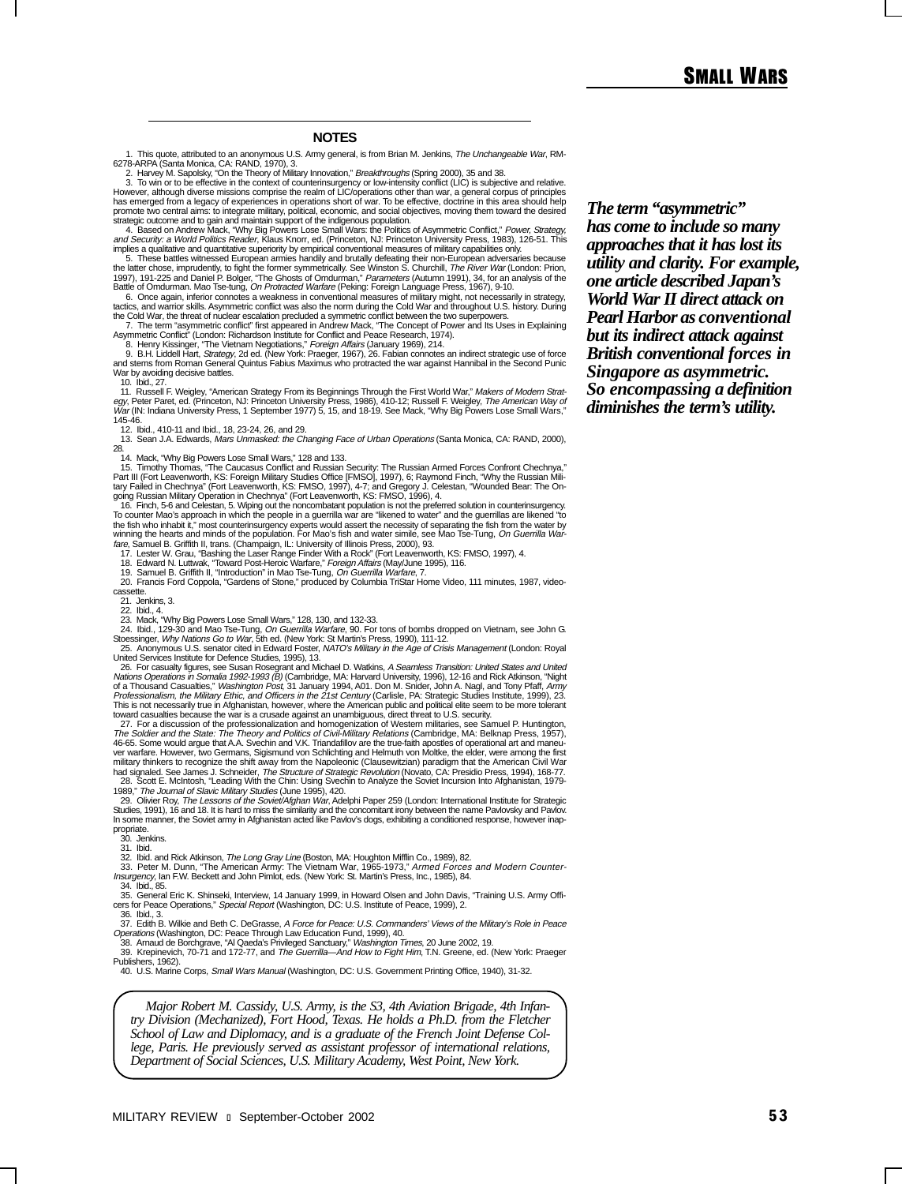## NOTES

1. This quote, attributed to an anonymous U.S. Army general, is from Brian M. Jenkins, *The Unchangeable War*, RM-6278-ARPA (Santa Monica, CA: RAND, 1970), 3.

2. Harvey M. Sapolsky, "On the Theory of Military Innovation," *Breakthroughs* (Spring 2000), 35 and 38.

3. To win or to be effective in the context of counterinsurgency or low-intensity conflict (LIC) is subjective and relative. However, although diverse missions comprise the realm of LIC/operations other than war, a general corpus of principles has emerged from a legacy of experiences in operations short of war. To be effective, doctrine in this area should help promote two central aims: to integrate military, political, economic, and social objectives, moving them toward the desired strategic outcome and to gain and maintain support of the indigenous population.

4. Based on Andrew Mack, "Why Big Powers Lose Small Wars: the Politics of Asymmetric Conflict," *Power, Strategy, and Security: a World Politics Reader*, Klaus Knorr, ed. (Princeton, NJ: Princeton University Press, 1983), 126-51. This implies a qualitative and quantitative superiority by empirical conventional measures of military capabilities only.

5. These battles witnessed European armies handily and brutally defeating their non-European adversaries because the latter chose, imprudently, to fight the former symmetrically. See Winston S. Churchill, *The River War* (London: Prion, 1997), 191-225 and Daniel P. Bolger, "The Ghosts of Omdurman," *Parameters* (Autumn 1991), 34, for an analysis of the Battle of Omdurman. Mao Tse-tung, *On Protracted Warfare* (Peking: Foreign Language Press, 1967), 9-10.

6. Once again, inferior connotes a weakness in conventional measures of military might, not necessarily in strategy, tactics, and warrior skills. Asymmetric conflict was also the norm during the Cold War and throughout U.S. history. During the Cold War, the threat of nuclear escalation precluded a symmetric conflict between the two superpowers.

7. The term "asymmetric conflict" first appeared in Andrew Mack, "The Concept of Power and Its Uses in Explaining Asymmetric Conflict" (London: Richardson Institute for Conflict and Peace Research, 1974).

8. Henry Kissinger, "The Vietnam Negotiations," *Foreign Affairs* (January 1969), 214.

9. B.H. Liddell Hart, *Strategy*, 2d ed. (New York: Praeger, 1967), 26. Fabian connotes an indirect strategic use of force and stems from Roman General Quintus Fabius Maximus who protracted the war against Hannibal in the Second Punic War by avoiding decisive battles.

10. Ibid., 27.

11. Russell F. Weigley, "American Strategy From its Beginnings Through the First World War," *Makers of Modern Strategy*, Peter Paret, ed. (Princeton, NJ: Princeton University Press, 1986), 410-12; Russell F. Weigley, *The American Way of War* (IN: Indiana University Press, 1 September 1977) 5, 15, and 18-19. See Mack, "Why Big Powers Lose Small Wars," 145-46.

12. Ibid., 410-11 and Ibid., 18, 23-24, 26, and 29.

13. Sean J.A. Edwards, *Mars Unmasked: the Changing Face of Urban Operations* (Santa Monica, CA: RAND, 2000), 28.

14. Mack, "Why Big Powers Lose Small Wars," 128 and 133.

15. Timothy Thomas, "The Caucasus Conflict and Russian Security: The Russian Armed Forces Confront Chechnya," Part III (Fort Leavenworth, KS: Foreign Military Studies Office [FMSO], 1997), 6; Raymond Finch, "Why the Russian Military Failed in Chechnya" (Fort Leavenworth, KS: FMSO, 1997), 4-7; and Gregory J. Celestan, "Wounded Bear: The Ongoing Russian Military Operation in Chechnya" (Fort Leavenworth, KS: FMSO, 1996), 4.

16. Finch, 5-6 and Celestan, 5. Wiping out the noncombatant population is not the preferred solution in counterinsurgency. To counter Mao's approach in which the people in a guerrilla war are "likened to water" and the guerrillas are likened "to the fish who inhabit it," most counterinsurgency experts would assert the necessity of separating the fish from the water by winning the hearts and minds of the population. For Mao's fish and water simile, see Mao Tse-Tung, *On Guerrilla Warfare*, Samuel B. Griffith II, trans. (Champaign, IL: University of Illinois Press, 2000), 93.

17. Lester W. Grau, "Bashing the Laser Range Finder With a Rock" (Fort Leavenworth, KS: FMSO, 1997), 4.

18. Edward N. Luttwak, "Toward Post-Heroic Warfare," *Foreign Affairs* (May/June 1995), 116.

19. Samuel B. Griffith II, "Introduction" in Mao Tse-Tung, *On Guerrilla Warfare*, 7.

20. Francis Ford Coppola, "Gardens of Stone," produced by Columbia TriStar Home Video, 111 minutes, 1987, videocassette.

21. Jenkins, 3.

22. Ibid., 4.

23. Mack, "Why Big Powers Lose Small Wars," 128, 130, and 132-33.

24. Ibid., 129-30 and Mao Tse-Tung, *On Guerrilla Warfare*, 90. For tons of bombs dropped on Vietnam, see John G. Stoessinger, *Why Nations Go to War*, 5th ed. (New York: St Martin's Press, 1990), 111-12.

25. Anonymous U.S. senator cited in Edward Foster, *NATO's Military in the Age of Crisis Management* (London: Royal United Services Institute for Defence Studies, 1995), 13.

26. For casualty figures, see Susan Rosegrant and Michael D. Watkins, *A Seamless Transition: United States and United Nations Operations in Somalia 1992-1993 (B)* (Cambridge, MA: Harvard University, 1996), 12-16 and Rick Atkinson, "Night of a Thousand Casualties," *Washington Post*, 31 January 1994, A01. Don M. Snider, John A. Nagl, and Tony Pfaff, *Army Professionalism, the Military Ethic, and Officers in the 21st Century* (Carlisle, PA: Strategic Studies Institute, 1999), 23. This is not necessarily true in Afghanistan, however, where the American public and political elite seem to be more tolerant toward casualties because the war is a crusade against an unambiguous, direct threat to U.S. security.

27. For a discussion of the professionalization and homogenization of Western militaries, see Samuel P. Huntington, *The Soldier and the State: The Theory and Politics of Civil-Military Relations* (Cambridge, MA: Belknap Press, 1957), 46-65. Some would argue that A.A. Svechin and V.K. Triandafillov are the true-faith apostles of operational art and maneuver warfare. However, two Germans, Sigismund von Schlichting and Helmuth von Moltke, the elder, were among the first military thinkers to recognize the shift away from the Napoleonic (Clausewitzian) paradigm that the American Civil War had signaled. See James J. Schneider, *The Structure of Strategic Revolution* (Novato, CA: Presidio Press, 1994), 168-77.

28. Scott E. McIntosh, "Leading With the Chin: Using Svechin to Analyze the Soviet Incursion Into Afghanistan, 1979-1989," *The Journal of Slavic Military Studies* (June 1995), 420.

29. Olivier Roy, *The Lessons of the Soviet/Afghan War*, Adelphi Paper 259 (London: International Institute for Strategic Studies, 1991), 16 and 18. It is hard to miss the similarity and the concomitant irony between the name Pavlovsky and Pavlov. In some manner, the Soviet army in Afghanistan acted like Pavlov's dogs, exhibiting a conditioned response, however inappropriate.

30. Jenkins.

31. Ibid.

32. Ibid. and Rick Atkinson, *The Long Gray Line* (Boston, MA: Houghton Mifflin Co., 1989), 82.

33. Peter M. Dunn, "The American Army: The Vietnam War, 1965-1973," *Armed Forces and Modern Counter-Insurgency*, Ian F.W. Beckett and John Pimlot, eds. (New York: St. Martin's Press, Inc., 1985), 84.

34. Ibid., 85.

35. General Eric K. Shinseki, Interview, 14 January 1999, in Howard Olsen and John Davis, "Training U.S. Army Officers for Peace Operations," *Special Report* (Washington, DC: U.S. Institute of Peace, 1999), 2.

36. Ibid., 3.

37. Edith B. Wilkie and Beth C. DeGrasse, *A Force for Peace: U.S. Commanders' Views of the Military's Role in Peace Operations* (Washington, DC: Peace Through Law Education Fund, 1999), 40.

38. Arnaud de Borchgrave, "Al Qaeda's Privileged Sanctuary," *Washington Times*, 20 June 2002, 19.

39. Krepinevich, 70-71 and 172-77, and *The Guerrilla—And How to Fight Him*, T.N. Greene, ed. (New York: Praeger Publishers, 1962).

40. U.S. Marine Corps, *Small Wars Manual* (Washington, DC: U.S. Government Printing Office, 1940), 31-32.

***The term "asymmetric" has come to include so many approaches that it has lost its utility and clarity. For example, one article described Japan's World War II direct attack on Pearl Harbor as conventional but its indirect attack against British conventional forces in Singapore as asymmetric. So encompassing a definition diminishes the term's utility.***

*Major Robert M. Cassidy, U.S. Army, is the S3, 4th Aviation Brigade, 4th Infantry Division (Mechanized), Fort Hood, Texas. He holds a Ph.D. from the Fletcher School of Law and Diplomacy, and is a graduate of the French Joint Defense College, Paris. He previously served as assistant professor of international relations, Department of Social Sciences, U.S. Military Academy, West Point, New York.*